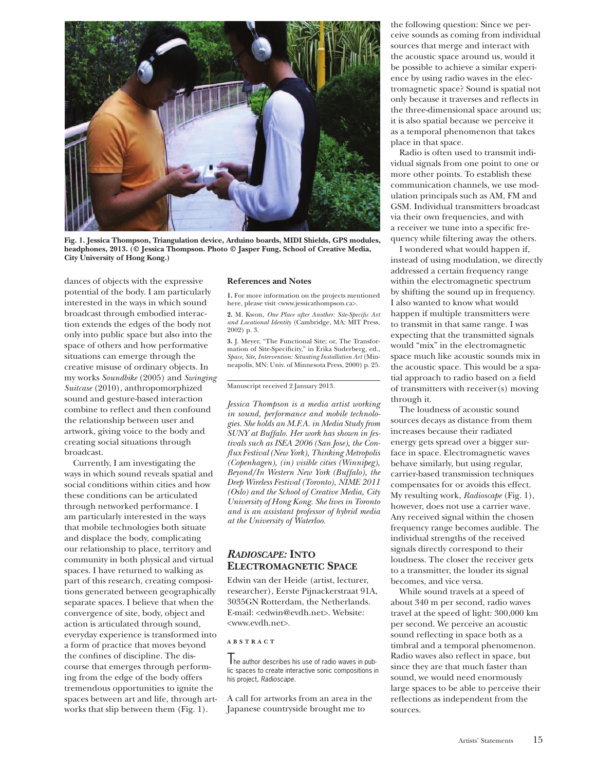Fig. 1. Jessica Thompson, Triangulation device, Arduino boards, MIDI Shields, GPS modules, headphones, 2013. (© Jessica Thompson. Photo © Jasper Fung, School of Creative Media, City University of Hong Kong.)

dances of objects with the expressive potential of the body. I am particularly interested in the ways in which sound broadcast through embodied interaction extends the edges of the body not only into public space but also into the space of others and how performative situations can emerge through the creative misuse of ordinary objects. In my works *Soundbike* (2005) and *Swinging Suitcase* (2010), anthropomorphized sound and gesture-based interaction combine to reflect and then confound the relationship between user and artwork, giving voice to the body and creating social situations through broadcast.

Currently, I am investigating the ways in which sound reveals spatial and social conditions within cities and how these conditions can be articulated through networked performance. I am particularly interested in the ways that mobile technologies both situate and displace the body, complicating our relationship to place, territory and community in both physical and virtual spaces. I have returned to walking as part of this research, creating compositions generated between geographically separate spaces. I believe that when the convergence of site, body, object and action is articulated through sound, everyday experience is transformed into a form of practice that moves beyond the confines of discipline. The discourse that emerges through performing from the edge of the body offers tremendous opportunities to ignite the spaces between art and life, through artworks that slip between them (Fig. 1).

**References and Notes**

1. For more information on the projects mentioned here, please visit <www.jessicathompson.ca>.

2. M. Kwon, *One Place after Another: Site-Specific Art and Locational Identity* (Cambridge, MA: MIT Press, 2002) p. 3.

3. J. Meyer, "The Functional Site; or, The Transformation of Site-Specificity," in Erika Suderberg, ed., *Space, Site, Intervention: Situating Installation Art* (Minneapolis, MN: Univ. of Minnesota Press, 2000) p. 25.

Manuscript received 2 January 2013.

*Jessica Thompson is a media artist working in sound, performance and mobile technologies. She holds an M.F.A. in Media Study from SUNY at Buffalo. Her work has shown in festivals such as ISEA 2006 (San Jose), the Conflux Festival (New York), Thinking Metropolis (Copenhagen), (in) visible cities (Winnipeg), Beyond/In Western New York (Buffalo), the Deep Wireless Festival (Toronto), NIME 2011 (Oslo) and the School of Creative Media, City University of Hong Kong. She lives in Toronto and is an assistant professor of hybrid media at the University of Waterloo.*

## *Radioscape:* Into Electromagnetic Space

Edwin van der Heide (artist, lecturer, researcher), Eerste Pijnackerstraat 91A, 3035GN Rotterdam, the Netherlands. E-mail: <edwin@evdh.net>. Website: <www.evdh.net>.

**ABSTRACT**

The author describes his use of radio waves in public spaces to create interactive sonic compositions in his project, *Radioscape*.

A call for artworks from an area in the Japanese countryside brought me to the following question: Since we perceive sounds as coming from individual sources that merge and interact with the acoustic space around us, would it be possible to achieve a similar experience by using radio waves in the electromagnetic space? Sound is spatial not only because it traverses and reflects in the three-dimensional space around us; it is also spatial because we perceive it as a temporal phenomenon that takes place in that space.

Radio is often used to transmit individual signals from one point to one or more other points. To establish these communication channels, we use modulation principals such as AM, FM and GSM. Individual transmitters broadcast via their own frequencies, and with a receiver we tune into a specific frequency while filtering away the others.

I wondered what would happen if, instead of using modulation, we directly addressed a certain frequency range within the electromagnetic spectrum by shifting the sound up in frequency. I also wanted to know what would happen if multiple transmitters were to transmit in that same range. I was expecting that the transmitted signals would "mix" in the electromagnetic space much like acoustic sounds mix in the acoustic space. This would be a spatial approach to radio based on a field of transmitters with receiver(s) moving through it.

The loudness of acoustic sound sources decays as distance from them increases because their radiated energy gets spread over a bigger surface in space. Electromagnetic waves behave similarly, but using regular, carrier-based transmission techniques compensates for or avoids this effect. My resulting work, *Radioscape* (Fig. 1), however, does not use a carrier wave. Any received signal within the chosen frequency range becomes audible. The individual strengths of the received signals directly correspond to their loudness. The closer the receiver gets to a transmitter, the louder its signal becomes, and vice versa.

While sound travels at a speed of about 340 m per second, radio waves travel at the speed of light: 300,000 km per second. We perceive an acoustic sound reflecting in space both as a timbral and a temporal phenomenon. Radio waves also reflect in space, but since they are that much faster than sound, we would need enormously large spaces to be able to perceive their reflections as independent from the sources.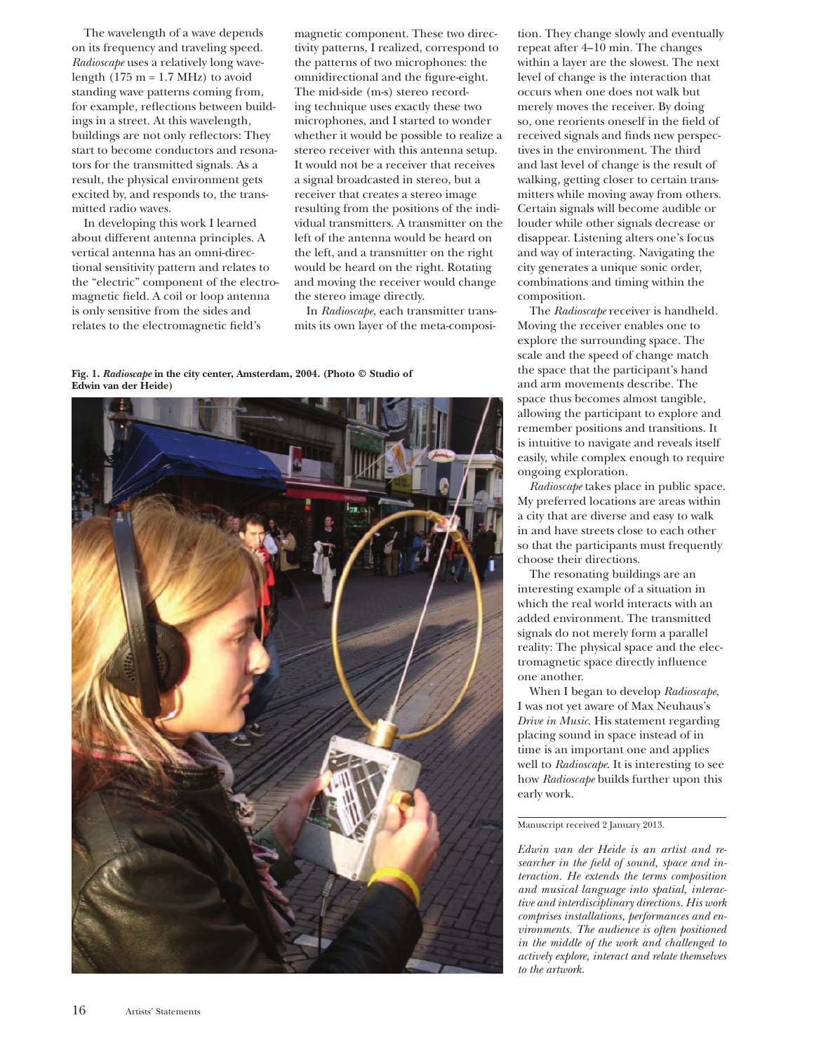The wavelength of a wave depends on its frequency and traveling speed. *Radioscape* uses a relatively long wavelength (175 m = 1.7 MHz) to avoid standing wave patterns coming from, for example, reflections between buildings in a street. At this wavelength, buildings are not only reflectors: They start to become conductors and resonators for the transmitted signals. As a result, the physical environment gets excited by, and responds to, the transmitted radio waves.

In developing this work I learned about different antenna principles. A vertical antenna has an omni-directional sensitivity pattern and relates to the "electric" component of the electromagnetic field. A coil or loop antenna is only sensitive from the sides and relates to the electromagnetic field's magnetic component. These two directivity patterns, I realized, correspond to the patterns of two microphones: the omnidirectional and the figure-eight. The mid-side (m-s) stereo recording technique uses exactly these two microphones, and I started to wonder whether it would be possible to realize a stereo receiver with this antenna setup. It would not be a receiver that receives a signal broadcasted in stereo, but a receiver that creates a stereo image resulting from the positions of the individual transmitters. A transmitter on the left of the antenna would be heard on the left, and a transmitter on the right would be heard on the right. Rotating and moving the receiver would change the stereo image directly.

In *Radioscape*, each transmitter transmits its own layer of the meta-composition. They change slowly and eventually repeat after 4–10 min. The changes within a layer are the slowest. The next level of change is the interaction that occurs when one does not walk but merely moves the receiver. By doing so, one reorients oneself in the field of received signals and finds new perspectives in the environment. The third and last level of change is the result of walking, getting closer to certain transmitters while moving away from others. Certain signals will become audible or louder while other signals decrease or disappear. Listening alters one's focus and way of interacting. Navigating the city generates a unique sonic order, combinations and timing within the composition.

**Fig. 1. *Radioscape* in the city center, Amsterdam, 2004. (Photo © Studio of Edwin van der Heide)**

The *Radioscape* receiver is handheld. Moving the receiver enables one to explore the surrounding space. The scale and the speed of change match the space that the participant's hand and arm movements describe. The space thus becomes almost tangible, allowing the participant to explore and remember positions and transitions. It is intuitive to navigate and reveals itself easily, while complex enough to require ongoing exploration.

*Radioscape* takes place in public space. My preferred locations are areas within a city that are diverse and easy to walk in and have streets close to each other so that the participants must frequently choose their directions.

The resonating buildings are an interesting example of a situation in which the real world interacts with an added environment. The transmitted signals do not merely form a parallel reality: The physical space and the electromagnetic space directly influence one another.

When I began to develop *Radioscape*, I was not yet aware of Max Neuhaus's *Drive in Music*. His statement regarding placing sound in space instead of in time is an important one and applies well to *Radioscape*. It is interesting to see how *Radioscape* builds further upon this early work.

Manuscript received 2 January 2013.

*Edwin van der Heide is an artist and researcher in the field of sound, space and interaction. He extends the terms composition and musical language into spatial, interactive and interdisciplinary directions. His work comprises installations, performances and environments. The audience is often positioned in the middle of the work and challenged to actively explore, interact and relate themselves to the artwork.*